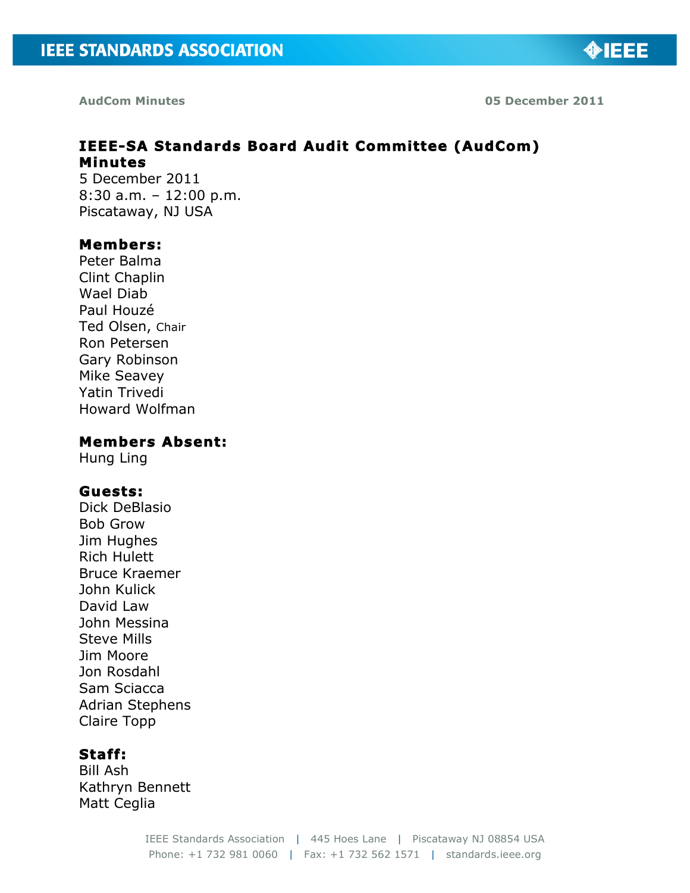# IEEE-SA Standards Board Audit Committee (AudCom) Minutes

5 December 2011
8:30 a.m. – 12:00 p.m.
Piscataway, NJ USA

**Members:**
Peter Balma
Clint Chaplin
Wael Diab
Paul Houzé
Ted Olsen, Chair
Ron Petersen
Gary Robinson
Mike Seavey
Yatin Trivedi
Howard Wolfman

**Members Absent:**
Hung Ling

**Guests:**
Dick DeBlasio
Bob Grow
Jim Hughes
Rich Hulett
Bruce Kraemer
John Kulick
David Law
John Messina
Steve Mills
Jim Moore
Jon Rosdahl
Sam Sciacca
Adrian Stephens
Claire Topp

**Staff:**
Bill Ash
Kathryn Bennett
Matt Ceglia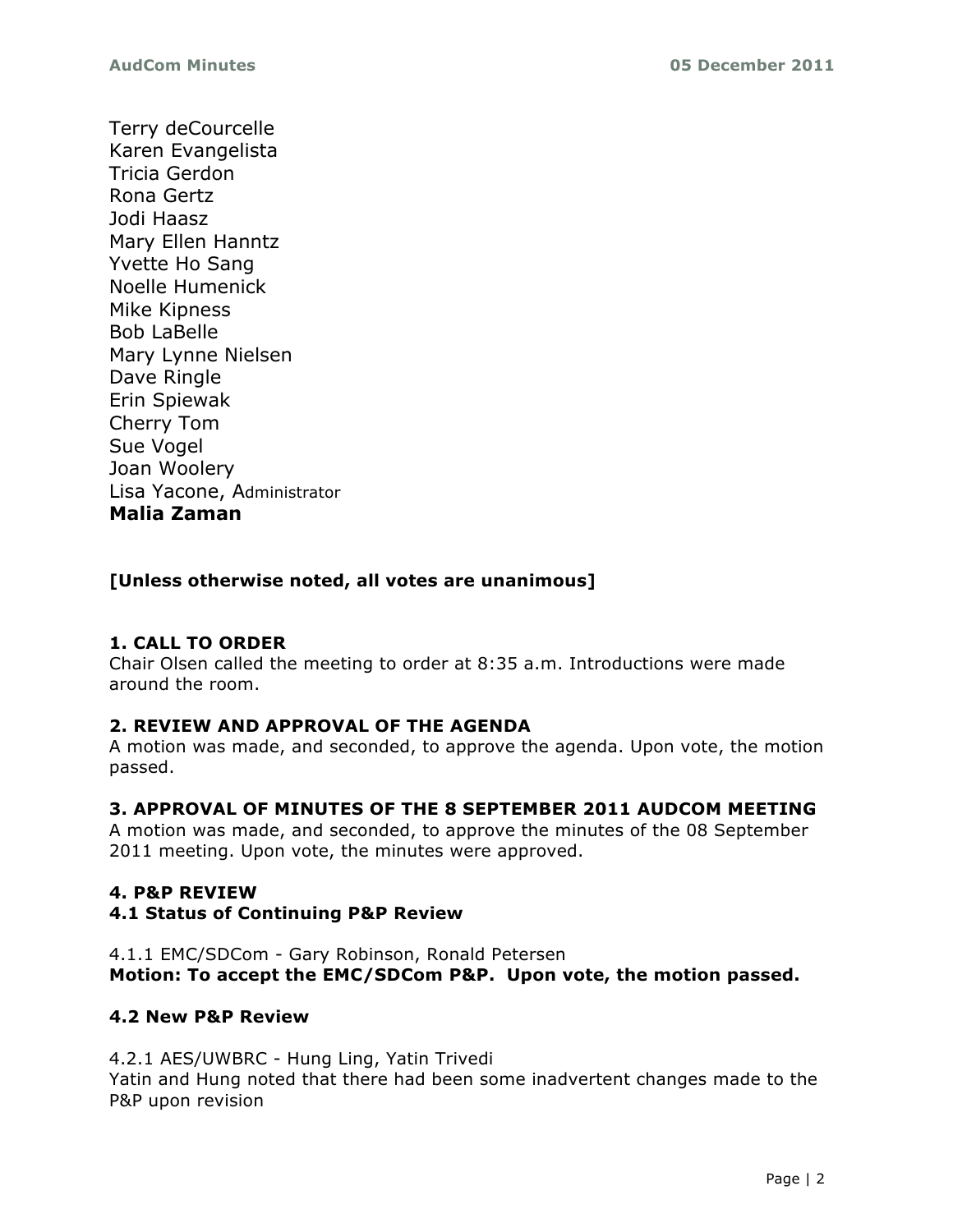Terry deCourcelle
Karen Evangelista
Tricia Gerdon
Rona Gertz
Jodi Haasz
Mary Ellen Hanntz
Yvette Ho Sang
Noelle Humenick
Mike Kipness
Bob LaBelle
Mary Lynne Nielsen
Dave Ringle
Erin Spiewak
Cherry Tom
Sue Vogel
Joan Woolery
Lisa Yacone, Administrator
**Malia Zaman**

**[Unless otherwise noted, all votes are unanimous]**

### 1. CALL TO ORDER

Chair Olsen called the meeting to order at 8:35 a.m. Introductions were made around the room.

### 2. REVIEW AND APPROVAL OF THE AGENDA

A motion was made, and seconded, to approve the agenda. Upon vote, the motion passed.

### 3. APPROVAL OF MINUTES OF THE 8 SEPTEMBER 2011 AUDCOM MEETING

A motion was made, and seconded, to approve the minutes of the 08 September 2011 meeting. Upon vote, the minutes were approved.

### 4. P&P REVIEW

#### 4.1 Status of Continuing P&P Review

4.1.1 EMC/SDCom - Gary Robinson, Ronald Petersen

**Motion: To accept the EMC/SDCom P&P. Upon vote, the motion passed.**

#### 4.2 New P&P Review

4.2.1 AES/UWBRC - Hung Ling, Yatin Trivedi

Yatin and Hung noted that there had been some inadvertent changes made to the P&P upon revision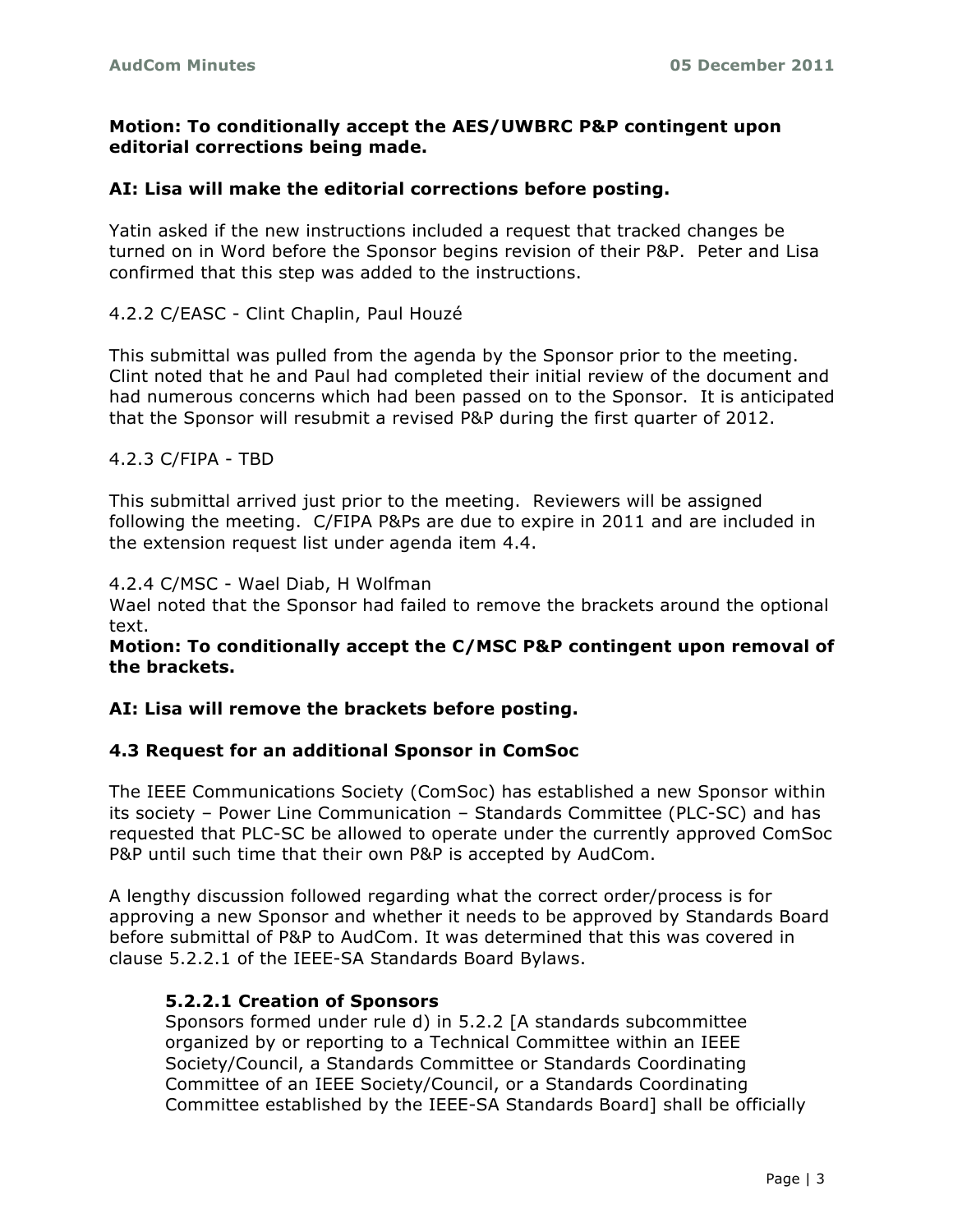**Motion: To conditionally accept the AES/UWBRC P&P contingent upon editorial corrections being made.**

**AI: Lisa will make the editorial corrections before posting.**

Yatin asked if the new instructions included a request that tracked changes be turned on in Word before the Sponsor begins revision of their P&P. Peter and Lisa confirmed that this step was added to the instructions.

4.2.2 C/EASC - Clint Chaplin, Paul Houzé

This submittal was pulled from the agenda by the Sponsor prior to the meeting. Clint noted that he and Paul had completed their initial review of the document and had numerous concerns which had been passed on to the Sponsor. It is anticipated that the Sponsor will resubmit a revised P&P during the first quarter of 2012.

4.2.3 C/FIPA - TBD

This submittal arrived just prior to the meeting. Reviewers will be assigned following the meeting. C/FIPA P&Ps are due to expire in 2011 and are included in the extension request list under agenda item 4.4.

4.2.4 C/MSC - Wael Diab, H Wolfman

Wael noted that the Sponsor had failed to remove the brackets around the optional text.

**Motion: To conditionally accept the C/MSC P&P contingent upon removal of the brackets.**

**AI: Lisa will remove the brackets before posting.**

### 4.3 Request for an additional Sponsor in ComSoc

The IEEE Communications Society (ComSoc) has established a new Sponsor within its society – Power Line Communication – Standards Committee (PLC-SC) and has requested that PLC-SC be allowed to operate under the currently approved ComSoc P&P until such time that their own P&P is accepted by AudCom.

A lengthy discussion followed regarding what the correct order/process is for approving a new Sponsor and whether it needs to be approved by Standards Board before submittal of P&P to AudCom. It was determined that this was covered in clause 5.2.2.1 of the IEEE-SA Standards Board Bylaws.

> **5.2.2.1 Creation of Sponsors**
> Sponsors formed under rule d) in 5.2.2 [A standards subcommittee organized by or reporting to a Technical Committee within an IEEE Society/Council, a Standards Committee or Standards Coordinating Committee of an IEEE Society/Council, or a Standards Coordinating Committee established by the IEEE-SA Standards Board] shall be officially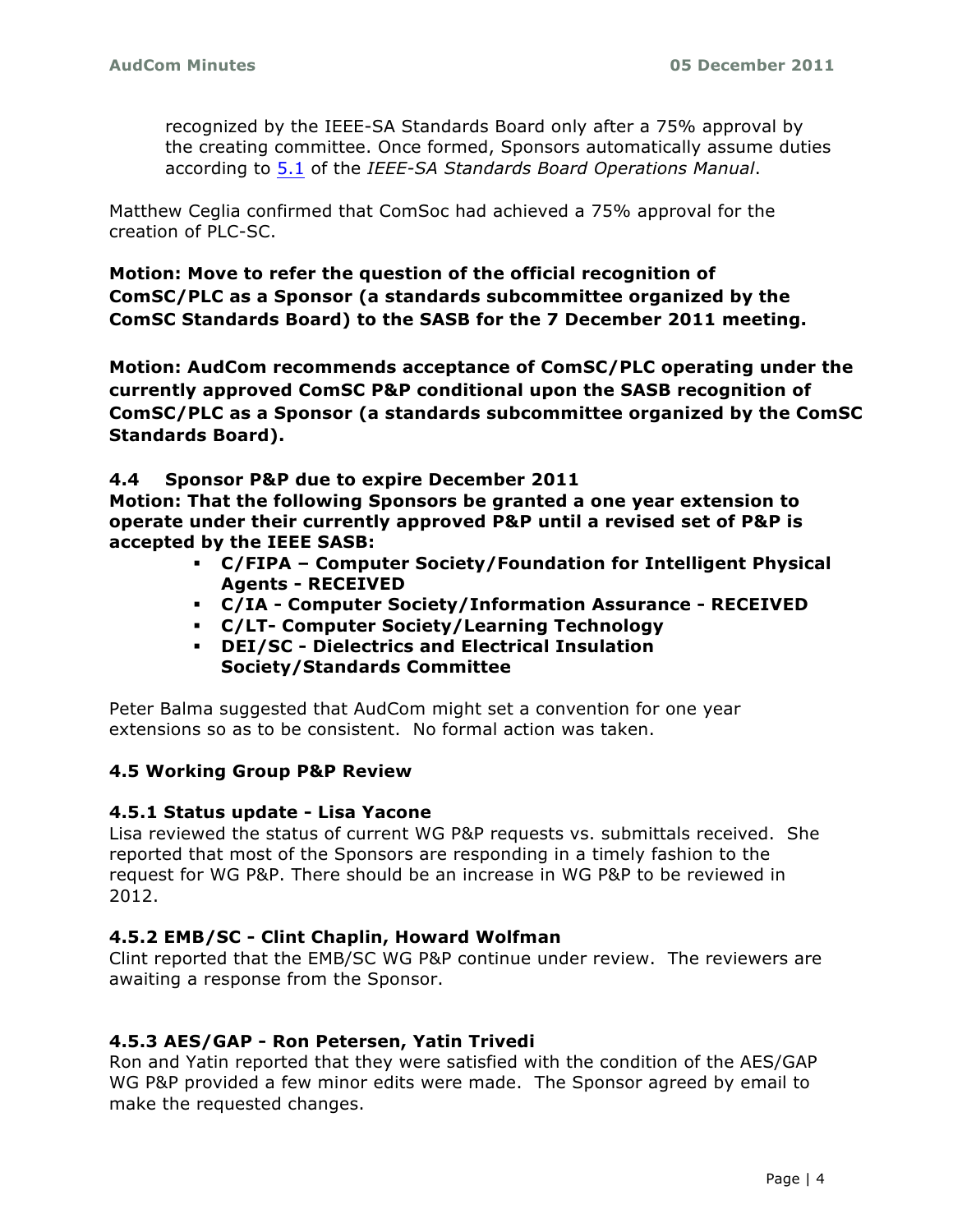recognized by the IEEE-SA Standards Board only after a 75% approval by the creating committee. Once formed, Sponsors automatically assume duties according to 5.1 of the *IEEE-SA Standards Board Operations Manual*.

Matthew Ceglia confirmed that ComSoc had achieved a 75% approval for the creation of PLC-SC.

**Motion: Move to refer the question of the official recognition of ComSC/PLC as a Sponsor (a standards subcommittee organized by the ComSC Standards Board) to the SASB for the 7 December 2011 meeting.**

**Motion: AudCom recommends acceptance of ComSC/PLC operating under the currently approved ComSC P&P conditional upon the SASB recognition of ComSC/PLC as a Sponsor (a standards subcommittee organized by the ComSC Standards Board).**

### 4.4 Sponsor P&P due to expire December 2011

**Motion: That the following Sponsors be granted a one year extension to operate under their currently approved P&P until a revised set of P&P is accepted by the IEEE SASB:**

- **C/FIPA – Computer Society/Foundation for Intelligent Physical Agents - RECEIVED**
- **C/IA - Computer Society/Information Assurance - RECEIVED**
- **C/LT- Computer Society/Learning Technology**
- **DEI/SC - Dielectrics and Electrical Insulation Society/Standards Committee**

Peter Balma suggested that AudCom might set a convention for one year extensions so as to be consistent. No formal action was taken.

### 4.5 Working Group P&P Review

#### 4.5.1 Status update - Lisa Yacone

Lisa reviewed the status of current WG P&P requests vs. submittals received. She reported that most of the Sponsors are responding in a timely fashion to the request for WG P&P. There should be an increase in WG P&P to be reviewed in 2012.

#### 4.5.2 EMB/SC - Clint Chaplin, Howard Wolfman

Clint reported that the EMB/SC WG P&P continue under review. The reviewers are awaiting a response from the Sponsor.

#### 4.5.3 AES/GAP - Ron Petersen, Yatin Trivedi

Ron and Yatin reported that they were satisfied with the condition of the AES/GAP WG P&P provided a few minor edits were made. The Sponsor agreed by email to make the requested changes.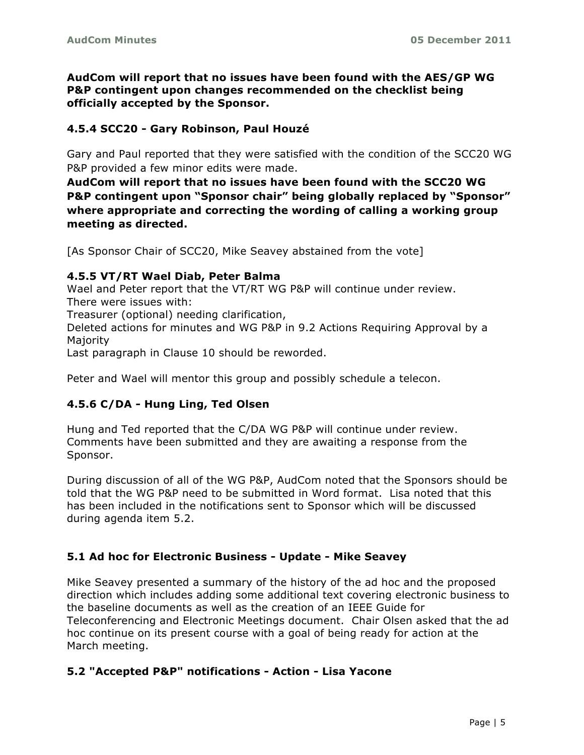**AudCom will report that no issues have been found with the AES/GP WG P&P contingent upon changes recommended on the checklist being officially accepted by the Sponsor.**

### 4.5.4 SCC20 - Gary Robinson, Paul Houzé

Gary and Paul reported that they were satisfied with the condition of the SCC20 WG P&P provided a few minor edits were made.

**AudCom will report that no issues have been found with the SCC20 WG P&P contingent upon "Sponsor chair" being globally replaced by "Sponsor" where appropriate and correcting the wording of calling a working group meeting as directed.**

[As Sponsor Chair of SCC20, Mike Seavey abstained from the vote]

### 4.5.5 VT/RT Wael Diab, Peter Balma

Wael and Peter report that the VT/RT WG P&P will continue under review.
There were issues with:
Treasurer (optional) needing clarification,
Deleted actions for minutes and WG P&P in 9.2 Actions Requiring Approval by a Majority
Last paragraph in Clause 10 should be reworded.

Peter and Wael will mentor this group and possibly schedule a telecon.

### 4.5.6 C/DA - Hung Ling, Ted Olsen

Hung and Ted reported that the C/DA WG P&P will continue under review. Comments have been submitted and they are awaiting a response from the Sponsor.

During discussion of all of the WG P&P, AudCom noted that the Sponsors should be told that the WG P&P need to be submitted in Word format. Lisa noted that this has been included in the notifications sent to Sponsor which will be discussed during agenda item 5.2.

### 5.1 Ad hoc for Electronic Business - Update - Mike Seavey

Mike Seavey presented a summary of the history of the ad hoc and the proposed direction which includes adding some additional text covering electronic business to the baseline documents as well as the creation of an IEEE Guide for Teleconferencing and Electronic Meetings document. Chair Olsen asked that the ad hoc continue on its present course with a goal of being ready for action at the March meeting.

### 5.2 "Accepted P&P" notifications - Action - Lisa Yacone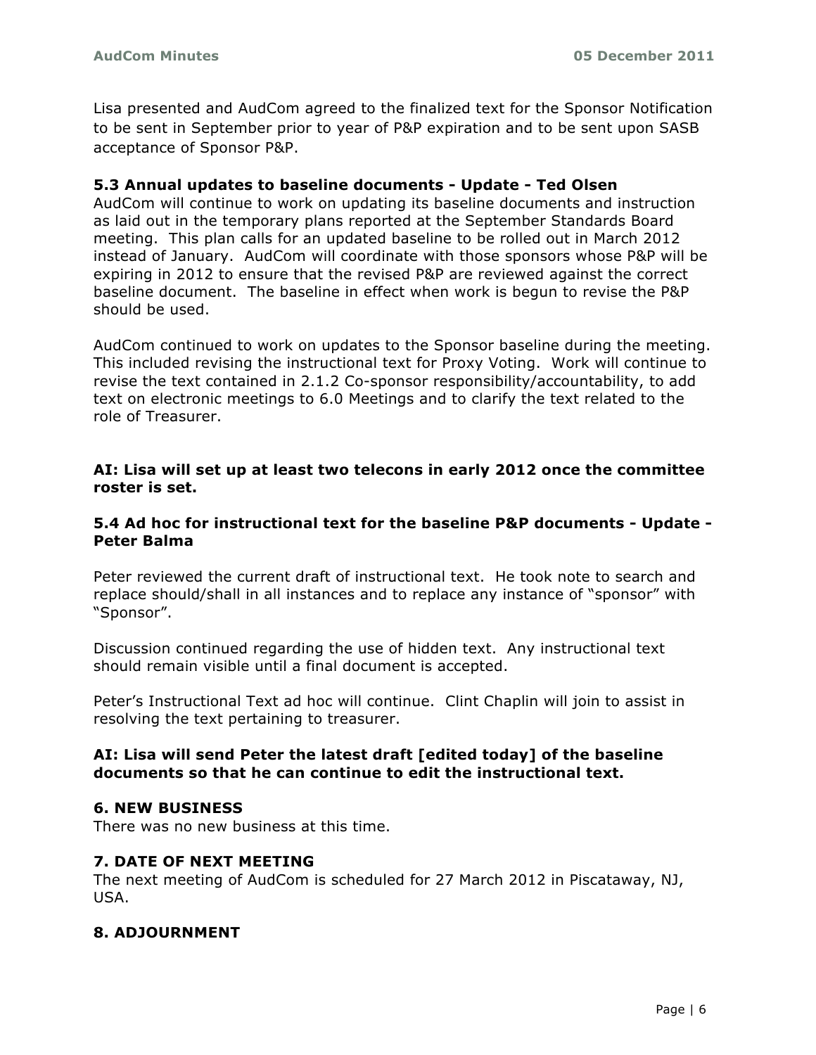Lisa presented and AudCom agreed to the finalized text for the Sponsor Notification to be sent in September prior to year of P&P expiration and to be sent upon SASB acceptance of Sponsor P&P.

### 5.3 Annual updates to baseline documents - Update - Ted Olsen

AudCom will continue to work on updating its baseline documents and instruction as laid out in the temporary plans reported at the September Standards Board meeting. This plan calls for an updated baseline to be rolled out in March 2012 instead of January. AudCom will coordinate with those sponsors whose P&P will be expiring in 2012 to ensure that the revised P&P are reviewed against the correct baseline document. The baseline in effect when work is begun to revise the P&P should be used.

AudCom continued to work on updates to the Sponsor baseline during the meeting. This included revising the instructional text for Proxy Voting. Work will continue to revise the text contained in 2.1.2 Co-sponsor responsibility/accountability, to add text on electronic meetings to 6.0 Meetings and to clarify the text related to the role of Treasurer.

**AI: Lisa will set up at least two telecons in early 2012 once the committee roster is set.**

### 5.4 Ad hoc for instructional text for the baseline P&P documents - Update - Peter Balma

Peter reviewed the current draft of instructional text. He took note to search and replace should/shall in all instances and to replace any instance of "sponsor" with "Sponsor".

Discussion continued regarding the use of hidden text. Any instructional text should remain visible until a final document is accepted.

Peter's Instructional Text ad hoc will continue. Clint Chaplin will join to assist in resolving the text pertaining to treasurer.

**AI: Lisa will send Peter the latest draft [edited today] of the baseline documents so that he can continue to edit the instructional text.**

## 6. NEW BUSINESS

There was no new business at this time.

## 7. DATE OF NEXT MEETING

The next meeting of AudCom is scheduled for 27 March 2012 in Piscataway, NJ, USA.

## 8. ADJOURNMENT